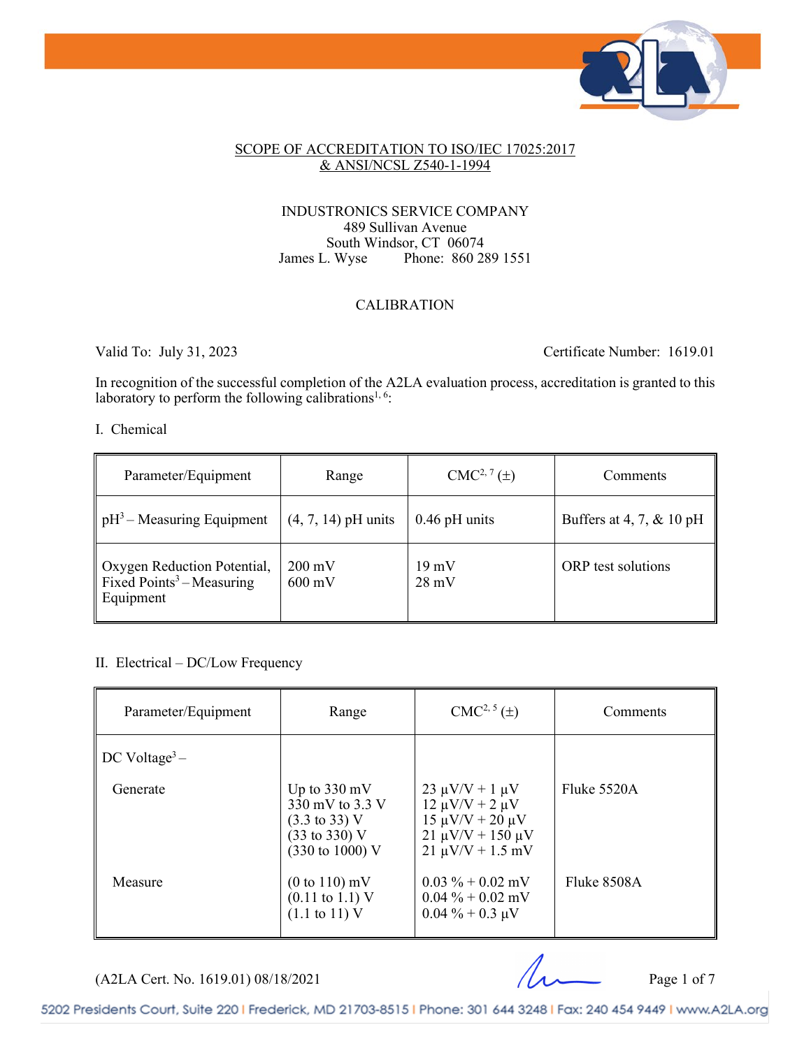SCOPE OF ACCREDITATION TO ISO/IEC 17025:2017
& ANSI/NCSL Z540-1-1994

INDUSTRONICS SERVICE COMPANY
489 Sullivan Avenue
South Windsor, CT 06074
James L. Wyse     Phone: 860 289 1551

CALIBRATION

Valid To: July 31, 2023     Certificate Number: 1619.01

In recognition of the successful completion of the A2LA evaluation process, accreditation is granted to this laboratory to perform the following calibrations[1, 6]:

I. Chemical

| Parameter/Equipment | Range | CMC[2, 7] (±) | Comments |
|---|---|---|---|
| pH[3] – Measuring Equipment | (4, 7, 14) pH units | 0.46 pH units | Buffers at 4, 7, & 10 pH |
| Oxygen Reduction Potential, Fixed Points[3] – Measuring Equipment | 200 mV<br>600 mV | 19 mV<br>28 mV | ORP test solutions |

II. Electrical – DC/Low Frequency

| Parameter/Equipment | Range | CMC[2, 5] (±) | Comments |
|---|---|---|---|
| DC Voltage[3] – | | | |
| Generate | Up to 330 mV<br>330 mV to 3.3 V<br>(3.3 to 33) V<br>(33 to 330) V<br>(330 to 1000) V | 23 µV/V + 1 µV<br>12 µV/V + 2 µV<br>15 µV/V + 20 µV<br>21 µV/V + 150 µV<br>21 µV/V + 1.5 mV | Fluke 5520A |
| Measure | (0 to 110) mV<br>(0.11 to 1.1) V<br>(1.1 to 11) V | 0.03 % + 0.02 mV<br>0.04 % + 0.02 mV<br>0.04 % + 0.3 µV | Fluke 8508A |

(A2LA Cert. No. 1619.01) 08/18/2021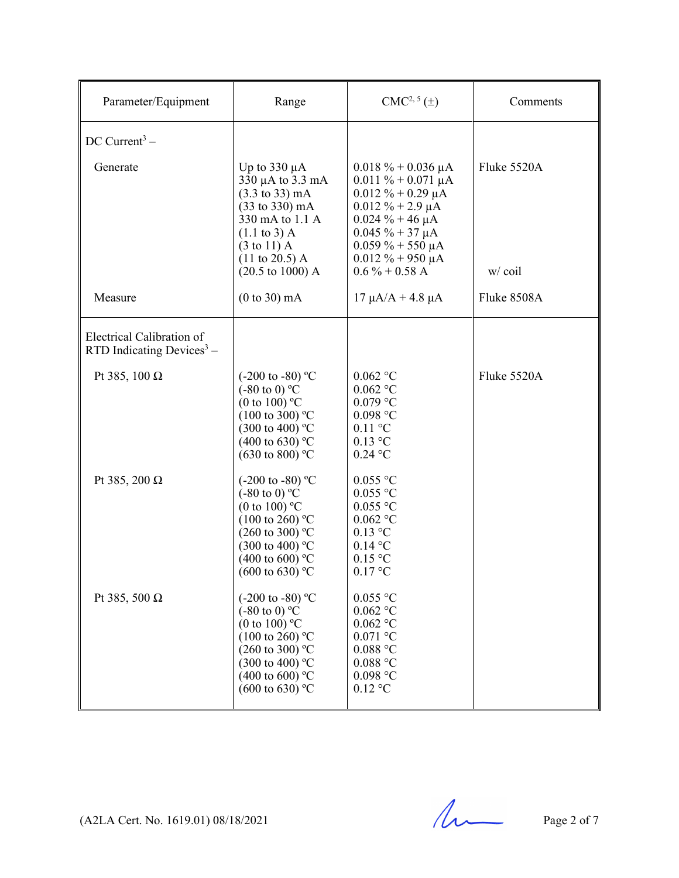| Parameter/Equipment | Range | CMC[2, 5] (±) | Comments |
|---|---|---|---|
| DC Current[3] – | | | |
| Generate | Up to 330 µA<br>330 µA to 3.3 mA<br>(3.3 to 33) mA<br>(33 to 330) mA<br>330 mA to 1.1 A<br>(1.1 to 3) A<br>(3 to 11) A<br>(11 to 20.5) A<br>(20.5 to 1000) A | 0.018 % + 0.036 µA<br>0.011 % + 0.071 µA<br>0.012 % + 0.29 µA<br>0.012 % + 2.9 µA<br>0.024 % + 46 µA<br>0.045 % + 37 µA<br>0.059 % + 550 µA<br>0.012 % + 950 µA<br>0.6 % + 0.58 A | Fluke 5520A<br><br><br><br><br><br><br><br>w/ coil |
| Measure | (0 to 30) mA | 17 µA/A + 4.8 µA | Fluke 8508A |
| Electrical Calibration of RTD Indicating Devices[3] – | | | |
| Pt 385, 100 Ω | (-200 to -80) ºC<br>(-80 to 0) ºC<br>(0 to 100) ºC<br>(100 to 300) ºC<br>(300 to 400) ºC<br>(400 to 630) ºC<br>(630 to 800) ºC | 0.062 °C<br>0.062 °C<br>0.079 °C<br>0.098 °C<br>0.11 °C<br>0.13 °C<br>0.24 °C | Fluke 5520A |
| Pt 385, 200 Ω | (-200 to -80) ºC<br>(-80 to 0) ºC<br>(0 to 100) ºC<br>(100 to 260) ºC<br>(260 to 300) ºC<br>(300 to 400) ºC<br>(400 to 600) ºC<br>(600 to 630) ºC | 0.055 °C<br>0.055 °C<br>0.055 °C<br>0.062 °C<br>0.13 °C<br>0.14 °C<br>0.15 °C<br>0.17 °C | |
| Pt 385, 500 Ω | (-200 to -80) ºC<br>(-80 to 0) ºC<br>(0 to 100) ºC<br>(100 to 260) ºC<br>(260 to 300) ºC<br>(300 to 400) ºC<br>(400 to 600) ºC<br>(600 to 630) ºC | 0.055 °C<br>0.062 °C<br>0.062 °C<br>0.071 °C<br>0.088 °C<br>0.088 °C<br>0.098 °C<br>0.12 °C | |

(A2LA Cert. No. 1619.01) 08/18/2021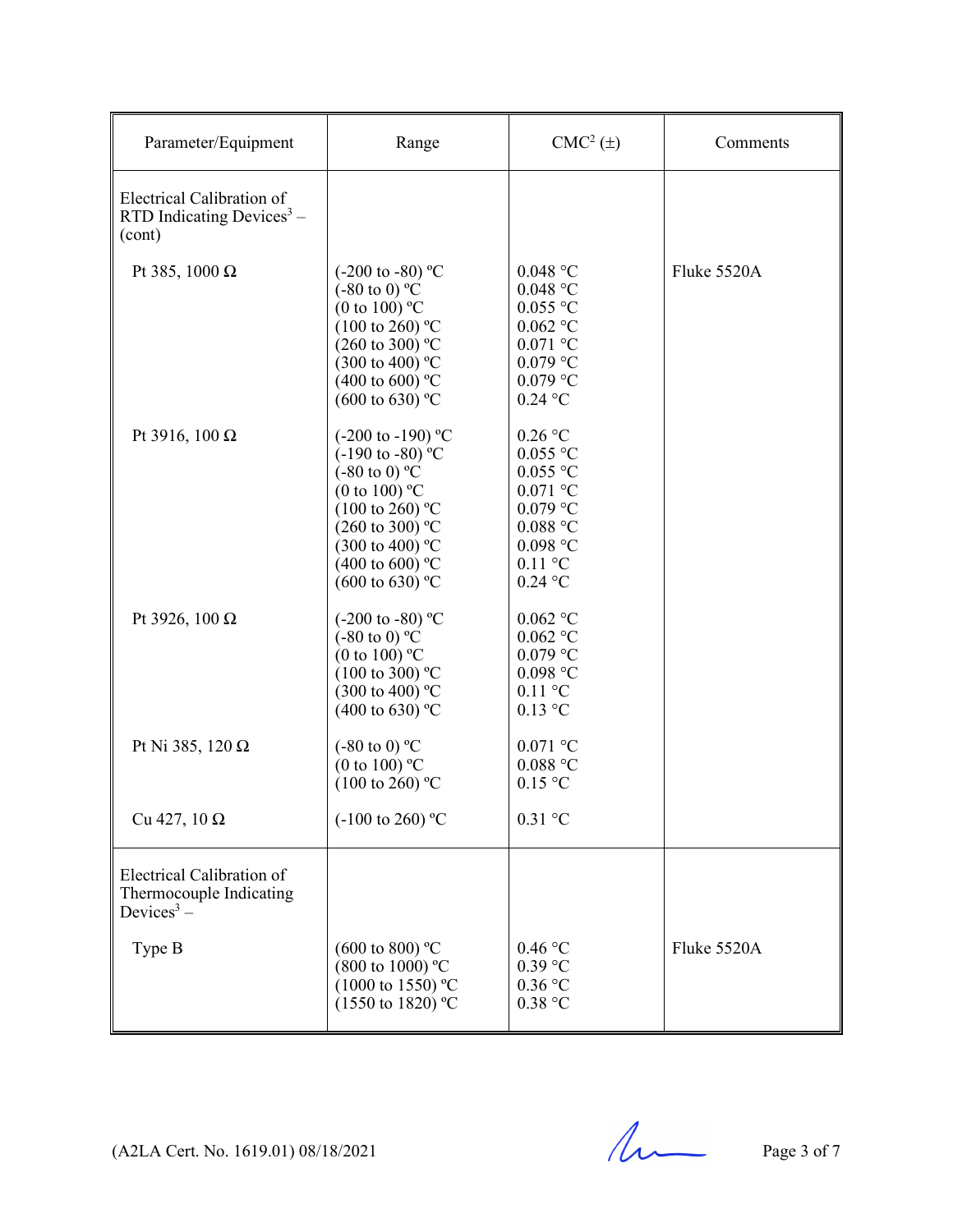| Parameter/Equipment | Range | CMC[2] (±) | Comments |
|---|---|---|---|
| Electrical Calibration of RTD Indicating Devices[3] – (cont) | | | |
| Pt 385, 1000 Ω | (-200 to -80) ºC<br>(-80 to 0) ºC<br>(0 to 100) ºC<br>(100 to 260) ºC<br>(260 to 300) ºC<br>(300 to 400) ºC<br>(400 to 600) ºC<br>(600 to 630) ºC | 0.048 °C<br>0.048 °C<br>0.055 °C<br>0.062 °C<br>0.071 °C<br>0.079 °C<br>0.079 °C<br>0.24 °C | Fluke 5520A |
| Pt 3916, 100 Ω | (-200 to -190) ºC<br>(-190 to -80) ºC<br>(-80 to 0) ºC<br>(0 to 100) ºC<br>(100 to 260) ºC<br>(260 to 300) ºC<br>(300 to 400) ºC<br>(400 to 600) ºC<br>(600 to 630) ºC | 0.26 °C<br>0.055 °C<br>0.055 °C<br>0.071 °C<br>0.079 °C<br>0.088 °C<br>0.098 °C<br>0.11 °C<br>0.24 °C | |
| Pt 3926, 100 Ω | (-200 to -80) ºC<br>(-80 to 0) ºC<br>(0 to 100) ºC<br>(100 to 300) ºC<br>(300 to 400) ºC<br>(400 to 630) ºC | 0.062 °C<br>0.062 °C<br>0.079 °C<br>0.098 °C<br>0.11 °C<br>0.13 °C | |
| Pt Ni 385, 120 Ω | (-80 to 0) ºC<br>(0 to 100) ºC<br>(100 to 260) ºC | 0.071 °C<br>0.088 °C<br>0.15 °C | |
| Cu 427, 10 Ω | (-100 to 260) ºC | 0.31 °C | |
| Electrical Calibration of Thermocouple Indicating Devices[3] – | | | |
| Type B | (600 to 800) ºC<br>(800 to 1000) ºC<br>(1000 to 1550) ºC<br>(1550 to 1820) ºC | 0.46 °C<br>0.39 °C<br>0.36 °C<br>0.38 °C | Fluke 5520A |

(A2LA Cert. No. 1619.01) 08/18/2021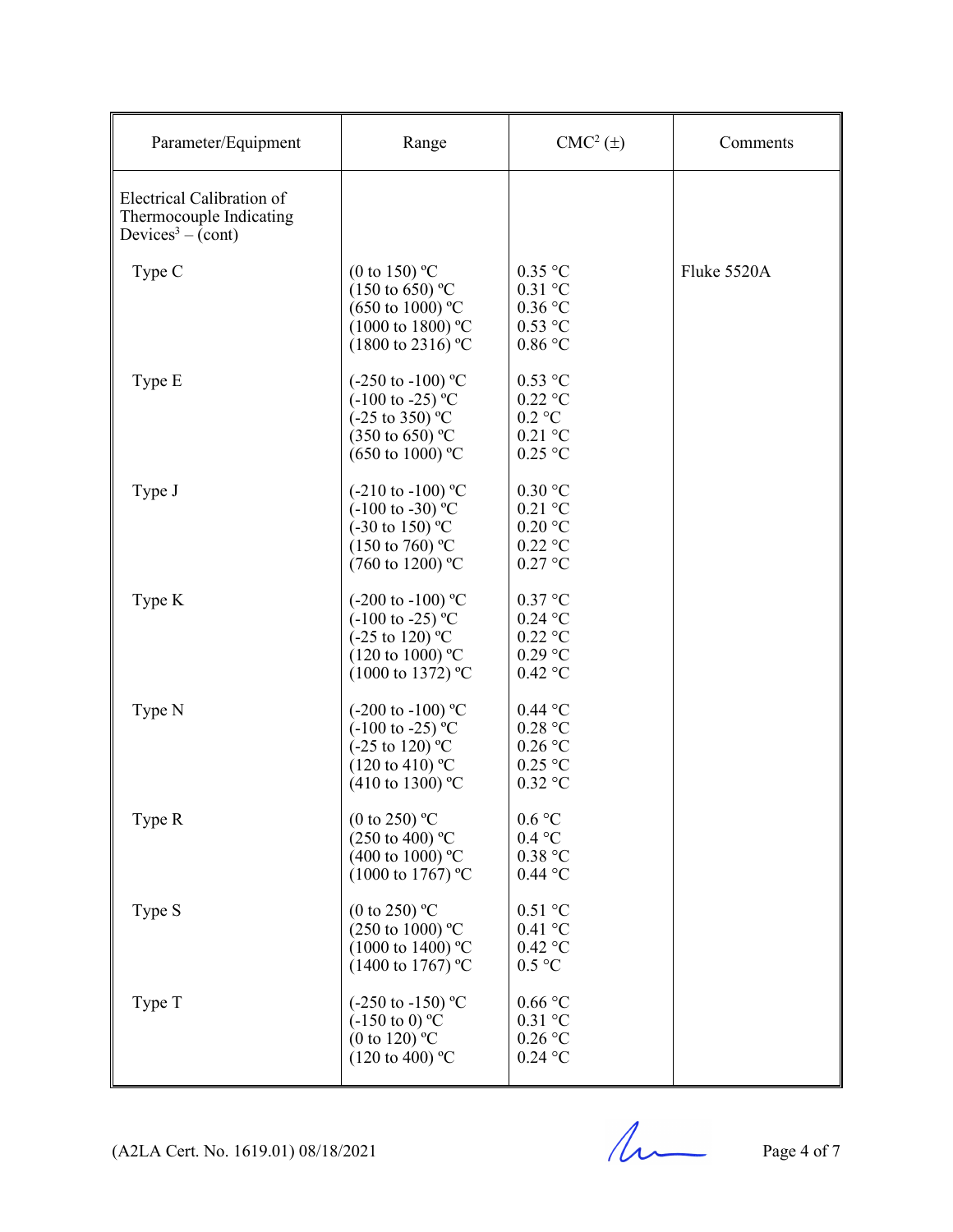| Parameter/Equipment | Range | CMC[2] (±) | Comments |
|---|---|---|---|
| Electrical Calibration of Thermocouple Indicating Devices[3] – (cont) | | | |
| Type C | (0 to 150) ºC<br>(150 to 650) ºC<br>(650 to 1000) ºC<br>(1000 to 1800) ºC<br>(1800 to 2316) ºC | 0.35 °C<br>0.31 °C<br>0.36 °C<br>0.53 °C<br>0.86 °C | Fluke 5520A |
| Type E | (-250 to -100) ºC<br>(-100 to -25) ºC<br>(-25 to 350) ºC<br>(350 to 650) ºC<br>(650 to 1000) ºC | 0.53 °C<br>0.22 °C<br>0.2 °C<br>0.21 °C<br>0.25 °C | |
| Type J | (-210 to -100) ºC<br>(-100 to -30) ºC<br>(-30 to 150) ºC<br>(150 to 760) ºC<br>(760 to 1200) ºC | 0.30 °C<br>0.21 °C<br>0.20 °C<br>0.22 °C<br>0.27 °C | |
| Type K | (-200 to -100) ºC<br>(-100 to -25) ºC<br>(-25 to 120) ºC<br>(120 to 1000) ºC<br>(1000 to 1372) ºC | 0.37 °C<br>0.24 °C<br>0.22 °C<br>0.29 °C<br>0.42 °C | |
| Type N | (-200 to -100) ºC<br>(-100 to -25) ºC<br>(-25 to 120) ºC<br>(120 to 410) ºC<br>(410 to 1300) ºC | 0.44 °C<br>0.28 °C<br>0.26 °C<br>0.25 °C<br>0.32 °C | |
| Type R | (0 to 250) ºC<br>(250 to 400) ºC<br>(400 to 1000) ºC<br>(1000 to 1767) ºC | 0.6 °C<br>0.4 °C<br>0.38 °C<br>0.44 °C | |
| Type S | (0 to 250) ºC<br>(250 to 1000) ºC<br>(1000 to 1400) ºC<br>(1400 to 1767) ºC | 0.51 °C<br>0.41 °C<br>0.42 °C<br>0.5 °C | |
| Type T | (-250 to -150) ºC<br>(-150 to 0) ºC<br>(0 to 120) ºC<br>(120 to 400) ºC | 0.66 °C<br>0.31 °C<br>0.26 °C<br>0.24 °C | |

(A2LA Cert. No. 1619.01) 08/18/2021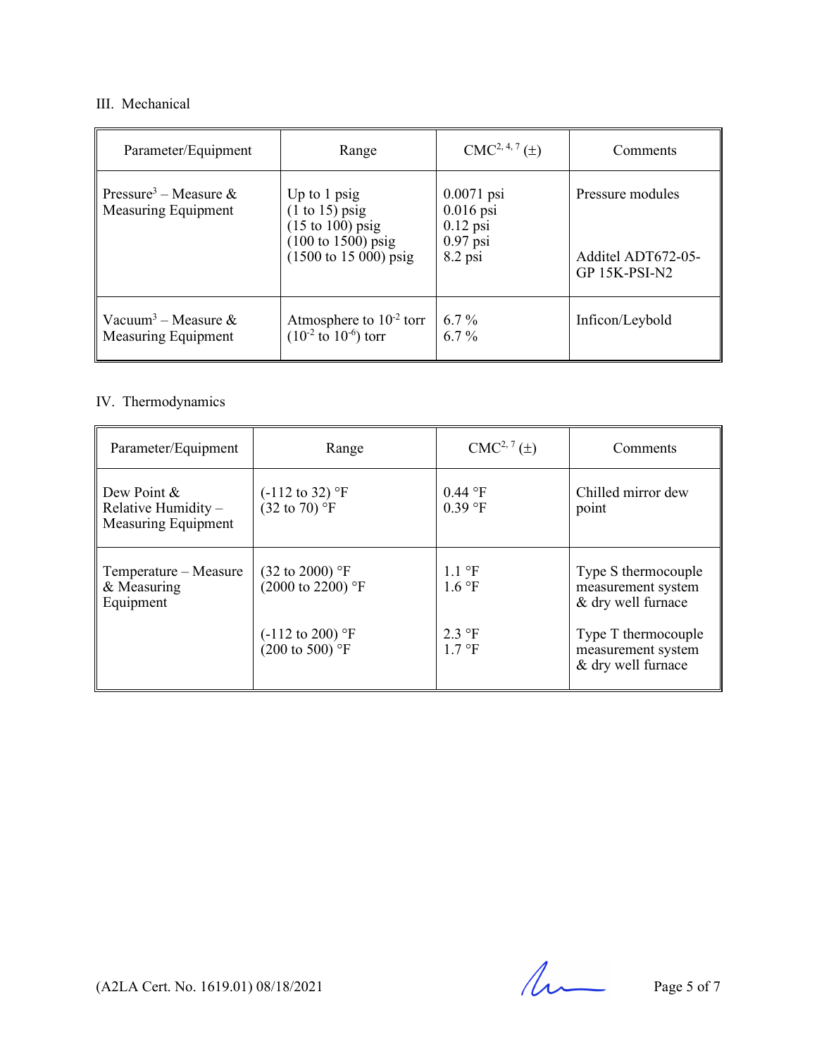III. Mechanical

| Parameter/Equipment | Range | CMC[2, 4, 7] (±) | Comments |
|---|---|---|---|
| Pressure[3] – Measure & Measuring Equipment | Up to 1 psig<br>(1 to 15) psig<br>(15 to 100) psig<br>(100 to 1500) psig<br>(1500 to 15 000) psig | 0.0071 psi<br>0.016 psi<br>0.12 psi<br>0.97 psi<br>8.2 psi | Pressure modules<br><br><br><br>Additel ADT672-05-GP 15K-PSI-N2 |
| Vacuum[3] – Measure & Measuring Equipment | Atmosphere to $10^{-2}$ torr<br>($10^{-2}$ to $10^{-6}$) torr | 6.7 %<br>6.7 % | Inficon/Leybold |

IV. Thermodynamics

| Parameter/Equipment | Range | CMC[2, 7] (±) | Comments |
|---|---|---|---|
| Dew Point & Relative Humidity – Measuring Equipment | (-112 to 32) °F<br>(32 to 70) °F | 0.44 °F<br>0.39 °F | Chilled mirror dew point |
| Temperature – Measure & Measuring Equipment | (32 to 2000) °F<br>(2000 to 2200) °F | 1.1 °F<br>1.6 °F | Type S thermocouple measurement system & dry well furnace |
| | (-112 to 200) °F<br>(200 to 500) °F | 2.3 °F<br>1.7 °F | Type T thermocouple measurement system & dry well furnace |

(A2LA Cert. No. 1619.01) 08/18/2021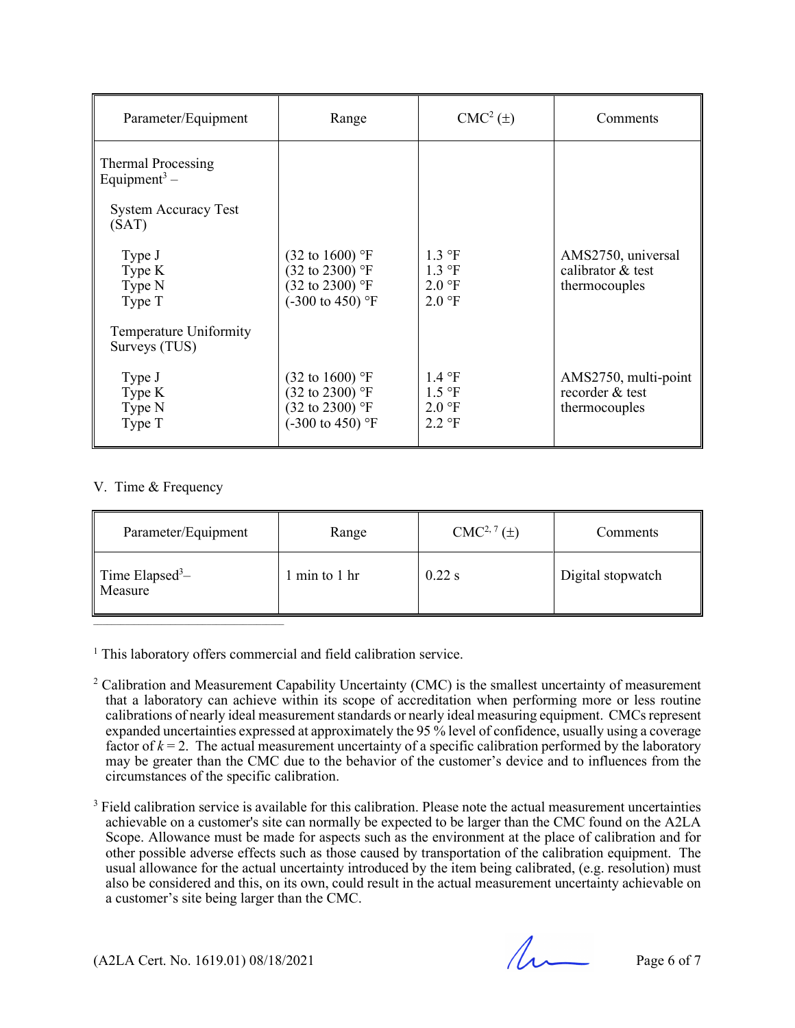| Parameter/Equipment | Range | CMC[2] (±) | Comments |
|---|---|---|---|
| Thermal Processing Equipment[3] – | | | |
| System Accuracy Test (SAT) | | | |
| Type J | (32 to 1600) °F | 1.3 °F | AMS2750, universal calibrator & test thermocouples |
| Type K | (32 to 2300) °F | 1.3 °F | |
| Type N | (32 to 2300) °F | 2.0 °F | |
| Type T | (-300 to 450) °F | 2.0 °F | |
| Temperature Uniformity Surveys (TUS) | | | |
| Type J | (32 to 1600) °F | 1.4 °F | AMS2750, multi-point recorder & test thermocouples |
| Type K | (32 to 2300) °F | 1.5 °F | |
| Type N | (32 to 2300) °F | 2.0 °F | |
| Type T | (-300 to 450) °F | 2.2 °F | |

V. Time & Frequency

| Parameter/Equipment | Range | CMC[2, 7] (±) | Comments |
|---|---|---|---|
| Time Elapsed[3]– Measure | 1 min to 1 hr | 0.22 s | Digital stopwatch |

---

[1] This laboratory offers commercial and field calibration service.

[2] Calibration and Measurement Capability Uncertainty (CMC) is the smallest uncertainty of measurement that a laboratory can achieve within its scope of accreditation when performing more or less routine calibrations of nearly ideal measurement standards or nearly ideal measuring equipment. CMCs represent expanded uncertainties expressed at approximately the 95 % level of confidence, usually using a coverage factor of $k = 2$. The actual measurement uncertainty of a specific calibration performed by the laboratory may be greater than the CMC due to the behavior of the customer's device and to influences from the circumstances of the specific calibration.

[3] Field calibration service is available for this calibration. Please note the actual measurement uncertainties achievable on a customer's site can normally be expected to be larger than the CMC found on the A2LA Scope. Allowance must be made for aspects such as the environment at the place of calibration and for other possible adverse effects such as those caused by transportation of the calibration equipment. The usual allowance for the actual uncertainty introduced by the item being calibrated, (e.g. resolution) must also be considered and this, on its own, could result in the actual measurement uncertainty achievable on a customer's site being larger than the CMC.

(A2LA Cert. No. 1619.01) 08/18/2021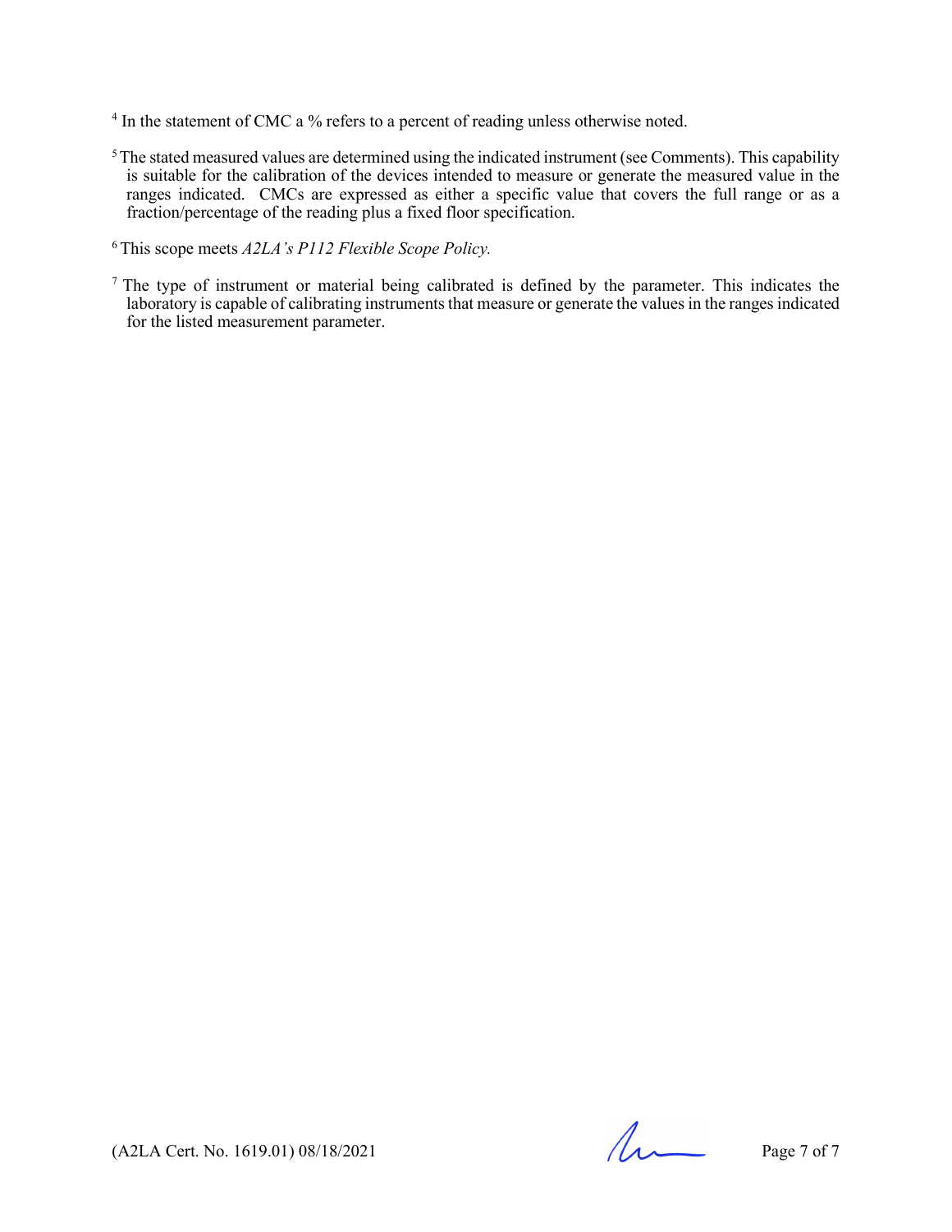[4] In the statement of CMC a % refers to a percent of reading unless otherwise noted.

[5] The stated measured values are determined using the indicated instrument (see Comments). This capability is suitable for the calibration of the devices intended to measure or generate the measured value in the ranges indicated. CMCs are expressed as either a specific value that covers the full range or as a fraction/percentage of the reading plus a fixed floor specification.

[6] This scope meets *A2LA's P112 Flexible Scope Policy.*

[7] The type of instrument or material being calibrated is defined by the parameter. This indicates the laboratory is capable of calibrating instruments that measure or generate the values in the ranges indicated for the listed measurement parameter.

(A2LA Cert. No. 1619.01) 08/18/2021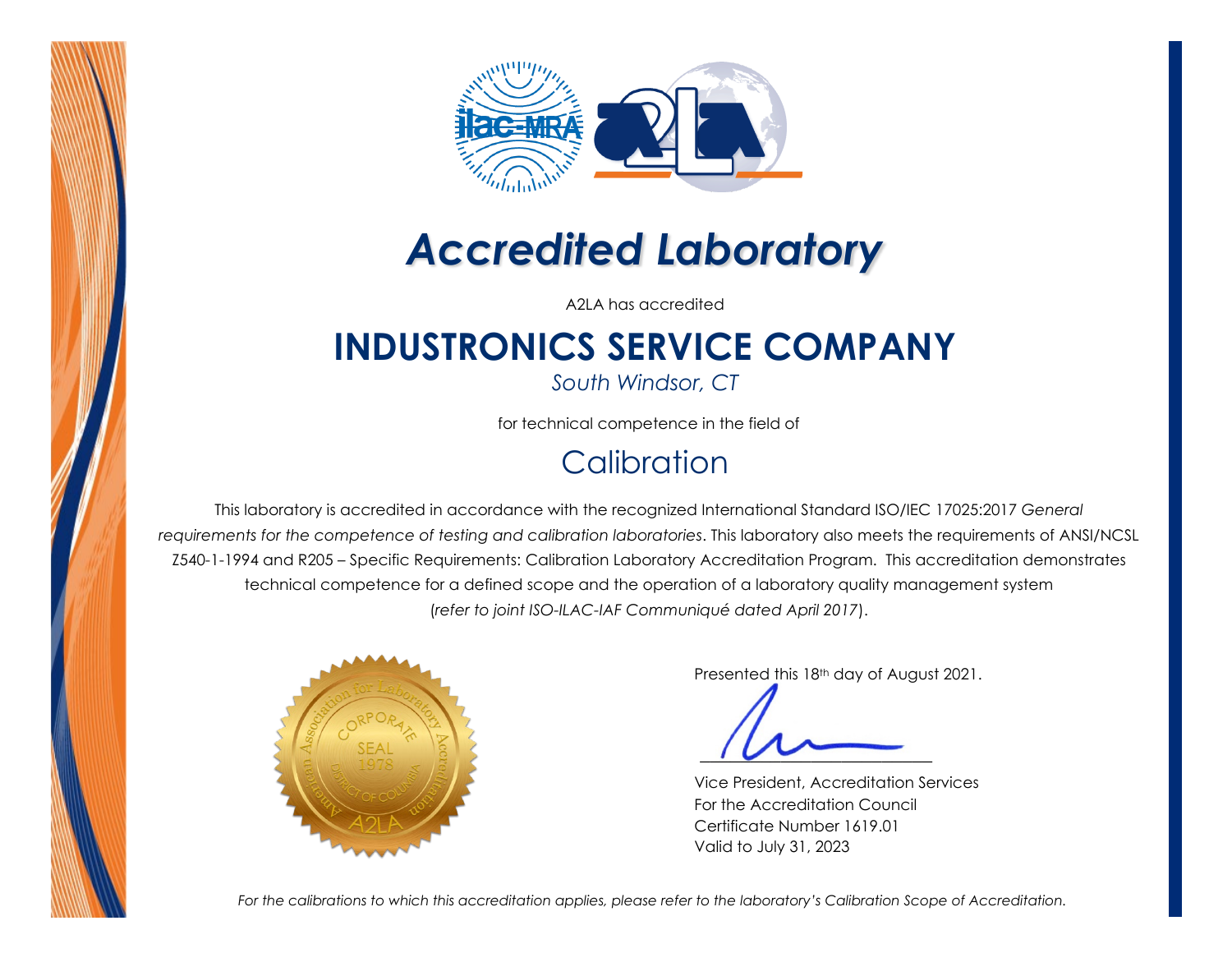# *Accredited Laboratory*

A2LA has accredited

## INDUSTRONICS SERVICE COMPANY

*South Windsor, CT*

for technical competence in the field of

## Calibration

This laboratory is accredited in accordance with the recognized International Standard ISO/IEC 17025:2017 *General requirements for the competence of testing and calibration laboratories*. This laboratory also meets the requirements of ANSI/NCSL Z540-1-1994 and R205 – Specific Requirements: Calibration Laboratory Accreditation Program. This accreditation demonstrates technical competence for a defined scope and the operation of a laboratory quality management system (*refer to joint ISO-ILAC-IAF Communiqué dated April 2017*).

Presented this 18th day of August 2021.

Vice President, Accreditation Services
For the Accreditation Council
Certificate Number 1619.01
Valid to July 31, 2023

*For the calibrations to which this accreditation applies, please refer to the laboratory's Calibration Scope of Accreditation.*